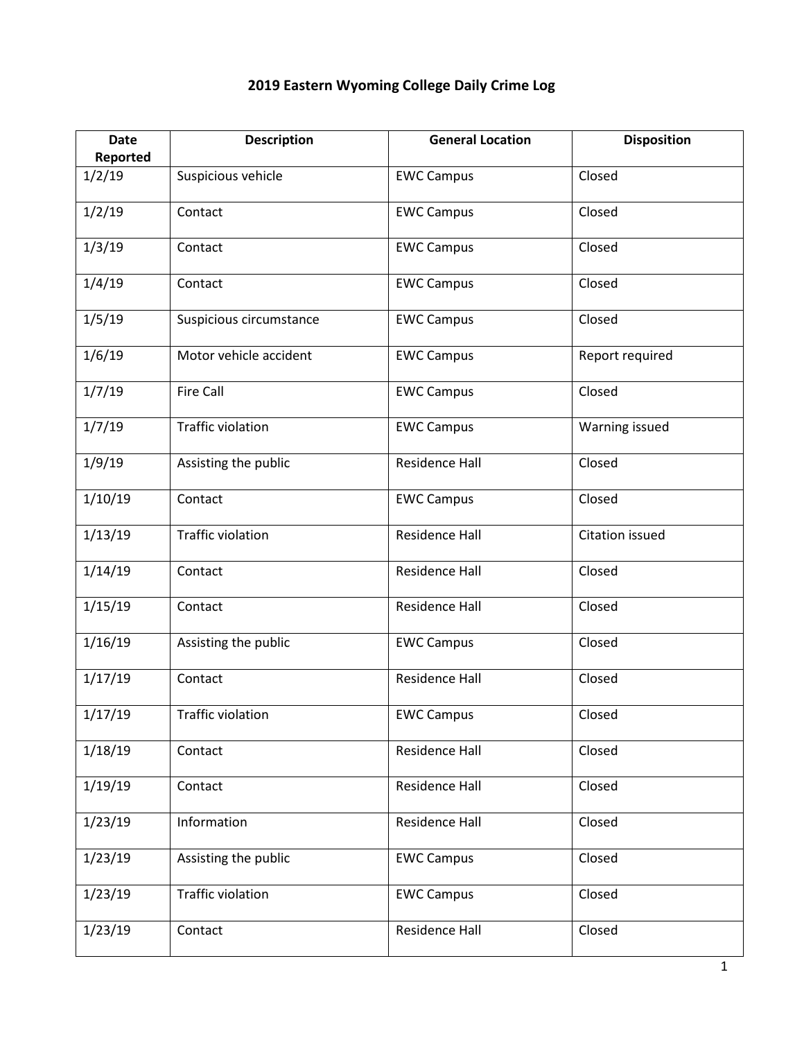# 2019 Eastern Wyoming College Daily Crime Log

| Date Reported | Description | General Location | Disposition |
|---|---|---|---|
| 1/2/19 | Suspicious vehicle | EWC Campus | Closed |
| 1/2/19 | Contact | EWC Campus | Closed |
| 1/3/19 | Contact | EWC Campus | Closed |
| 1/4/19 | Contact | EWC Campus | Closed |
| 1/5/19 | Suspicious circumstance | EWC Campus | Closed |
| 1/6/19 | Motor vehicle accident | EWC Campus | Report required |
| 1/7/19 | Fire Call | EWC Campus | Closed |
| 1/7/19 | Traffic violation | EWC Campus | Warning issued |
| 1/9/19 | Assisting the public | Residence Hall | Closed |
| 1/10/19 | Contact | EWC Campus | Closed |
| 1/13/19 | Traffic violation | Residence Hall | Citation issued |
| 1/14/19 | Contact | Residence Hall | Closed |
| 1/15/19 | Contact | Residence Hall | Closed |
| 1/16/19 | Assisting the public | EWC Campus | Closed |
| 1/17/19 | Contact | Residence Hall | Closed |
| 1/17/19 | Traffic violation | EWC Campus | Closed |
| 1/18/19 | Contact | Residence Hall | Closed |
| 1/19/19 | Contact | Residence Hall | Closed |
| 1/23/19 | Information | Residence Hall | Closed |
| 1/23/19 | Assisting the public | EWC Campus | Closed |
| 1/23/19 | Traffic violation | EWC Campus | Closed |
| 1/23/19 | Contact | Residence Hall | Closed |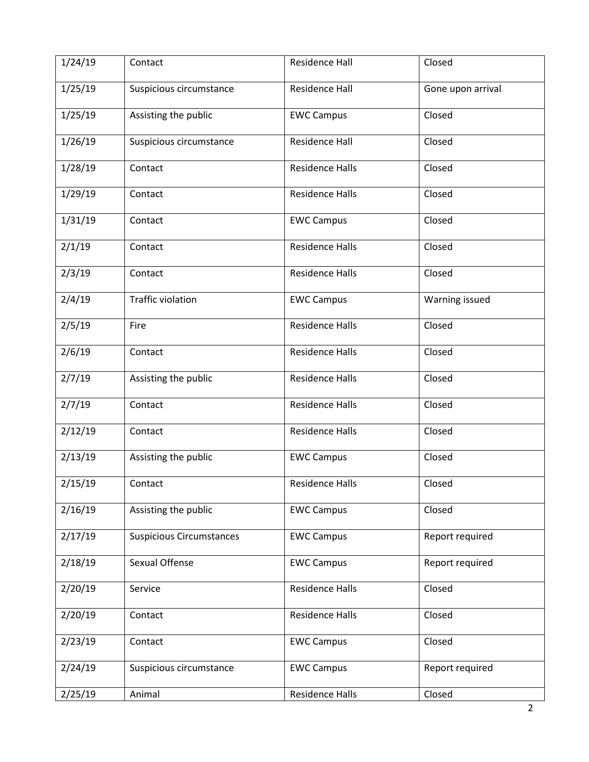| 1/24/19 | Contact | Residence Hall | Closed |
| --- | --- | --- | --- |
| 1/25/19 | Suspicious circumstance | Residence Hall | Gone upon arrival |
| 1/25/19 | Assisting the public | EWC Campus | Closed |
| 1/26/19 | Suspicious circumstance | Residence Hall | Closed |
| 1/28/19 | Contact | Residence Halls | Closed |
| 1/29/19 | Contact | Residence Halls | Closed |
| 1/31/19 | Contact | EWC Campus | Closed |
| 2/1/19 | Contact | Residence Halls | Closed |
| 2/3/19 | Contact | Residence Halls | Closed |
| 2/4/19 | Traffic violation | EWC Campus | Warning issued |
| 2/5/19 | Fire | Residence Halls | Closed |
| 2/6/19 | Contact | Residence Halls | Closed |
| 2/7/19 | Assisting the public | Residence Halls | Closed |
| 2/7/19 | Contact | Residence Halls | Closed |
| 2/12/19 | Contact | Residence Halls | Closed |
| 2/13/19 | Assisting the public | EWC Campus | Closed |
| 2/15/19 | Contact | Residence Halls | Closed |
| 2/16/19 | Assisting the public | EWC Campus | Closed |
| 2/17/19 | Suspicious Circumstances | EWC Campus | Report required |
| 2/18/19 | Sexual Offense | EWC Campus | Report required |
| 2/20/19 | Service | Residence Halls | Closed |
| 2/20/19 | Contact | Residence Halls | Closed |
| 2/23/19 | Contact | EWC Campus | Closed |
| 2/24/19 | Suspicious circumstance | EWC Campus | Report required |
| 2/25/19 | Animal | Residence Halls | Closed |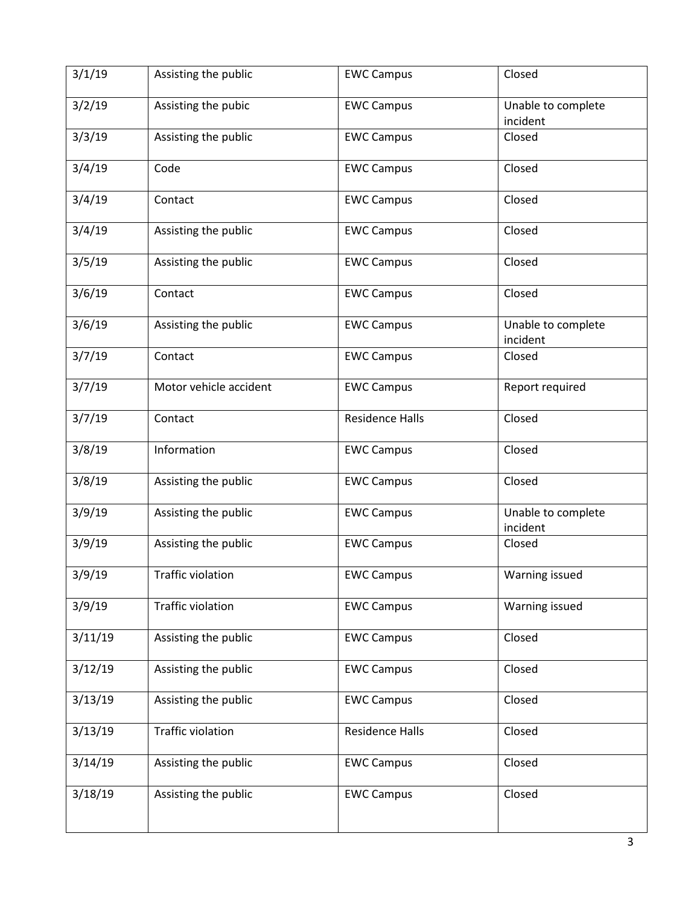| 3/1/19 | Assisting the public | EWC Campus | Closed |
|---|---|---|---|
| 3/2/19 | Assisting the pubic | EWC Campus | Unable to complete incident |
| 3/3/19 | Assisting the public | EWC Campus | Closed |
| 3/4/19 | Code | EWC Campus | Closed |
| 3/4/19 | Contact | EWC Campus | Closed |
| 3/4/19 | Assisting the public | EWC Campus | Closed |
| 3/5/19 | Assisting the public | EWC Campus | Closed |
| 3/6/19 | Contact | EWC Campus | Closed |
| 3/6/19 | Assisting the public | EWC Campus | Unable to complete incident |
| 3/7/19 | Contact | EWC Campus | Closed |
| 3/7/19 | Motor vehicle accident | EWC Campus | Report required |
| 3/7/19 | Contact | Residence Halls | Closed |
| 3/8/19 | Information | EWC Campus | Closed |
| 3/8/19 | Assisting the public | EWC Campus | Closed |
| 3/9/19 | Assisting the public | EWC Campus | Unable to complete incident |
| 3/9/19 | Assisting the public | EWC Campus | Closed |
| 3/9/19 | Traffic violation | EWC Campus | Warning issued |
| 3/9/19 | Traffic violation | EWC Campus | Warning issued |
| 3/11/19 | Assisting the public | EWC Campus | Closed |
| 3/12/19 | Assisting the public | EWC Campus | Closed |
| 3/13/19 | Assisting the public | EWC Campus | Closed |
| 3/13/19 | Traffic violation | Residence Halls | Closed |
| 3/14/19 | Assisting the public | EWC Campus | Closed |
| 3/18/19 | Assisting the public | EWC Campus | Closed |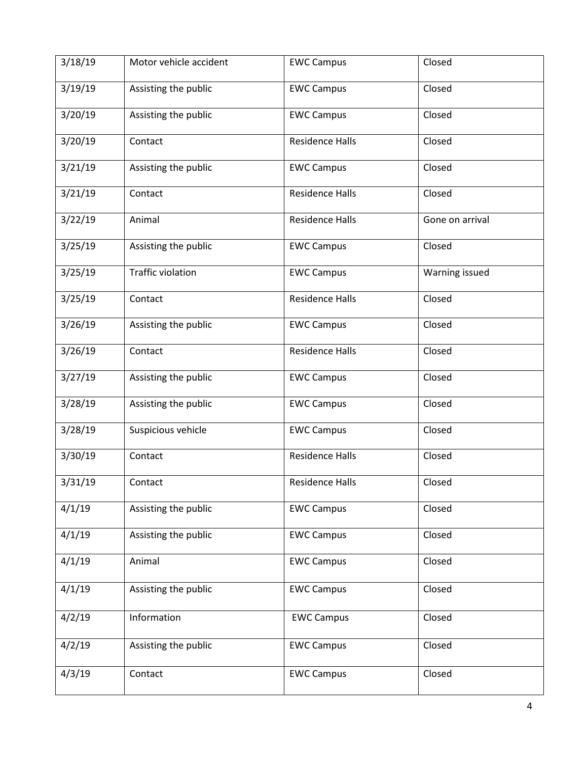| 3/18/19 | Motor vehicle accident | EWC Campus | Closed |
|---|---|---|---|
| 3/19/19 | Assisting the public | EWC Campus | Closed |
| 3/20/19 | Assisting the public | EWC Campus | Closed |
| 3/20/19 | Contact | Residence Halls | Closed |
| 3/21/19 | Assisting the public | EWC Campus | Closed |
| 3/21/19 | Contact | Residence Halls | Closed |
| 3/22/19 | Animal | Residence Halls | Gone on arrival |
| 3/25/19 | Assisting the public | EWC Campus | Closed |
| 3/25/19 | Traffic violation | EWC Campus | Warning issued |
| 3/25/19 | Contact | Residence Halls | Closed |
| 3/26/19 | Assisting the public | EWC Campus | Closed |
| 3/26/19 | Contact | Residence Halls | Closed |
| 3/27/19 | Assisting the public | EWC Campus | Closed |
| 3/28/19 | Assisting the public | EWC Campus | Closed |
| 3/28/19 | Suspicious vehicle | EWC Campus | Closed |
| 3/30/19 | Contact | Residence Halls | Closed |
| 3/31/19 | Contact | Residence Halls | Closed |
| 4/1/19 | Assisting the public | EWC Campus | Closed |
| 4/1/19 | Assisting the public | EWC Campus | Closed |
| 4/1/19 | Animal | EWC Campus | Closed |
| 4/1/19 | Assisting the public | EWC Campus | Closed |
| 4/2/19 | Information | EWC Campus | Closed |
| 4/2/19 | Assisting the public | EWC Campus | Closed |
| 4/3/19 | Contact | EWC Campus | Closed |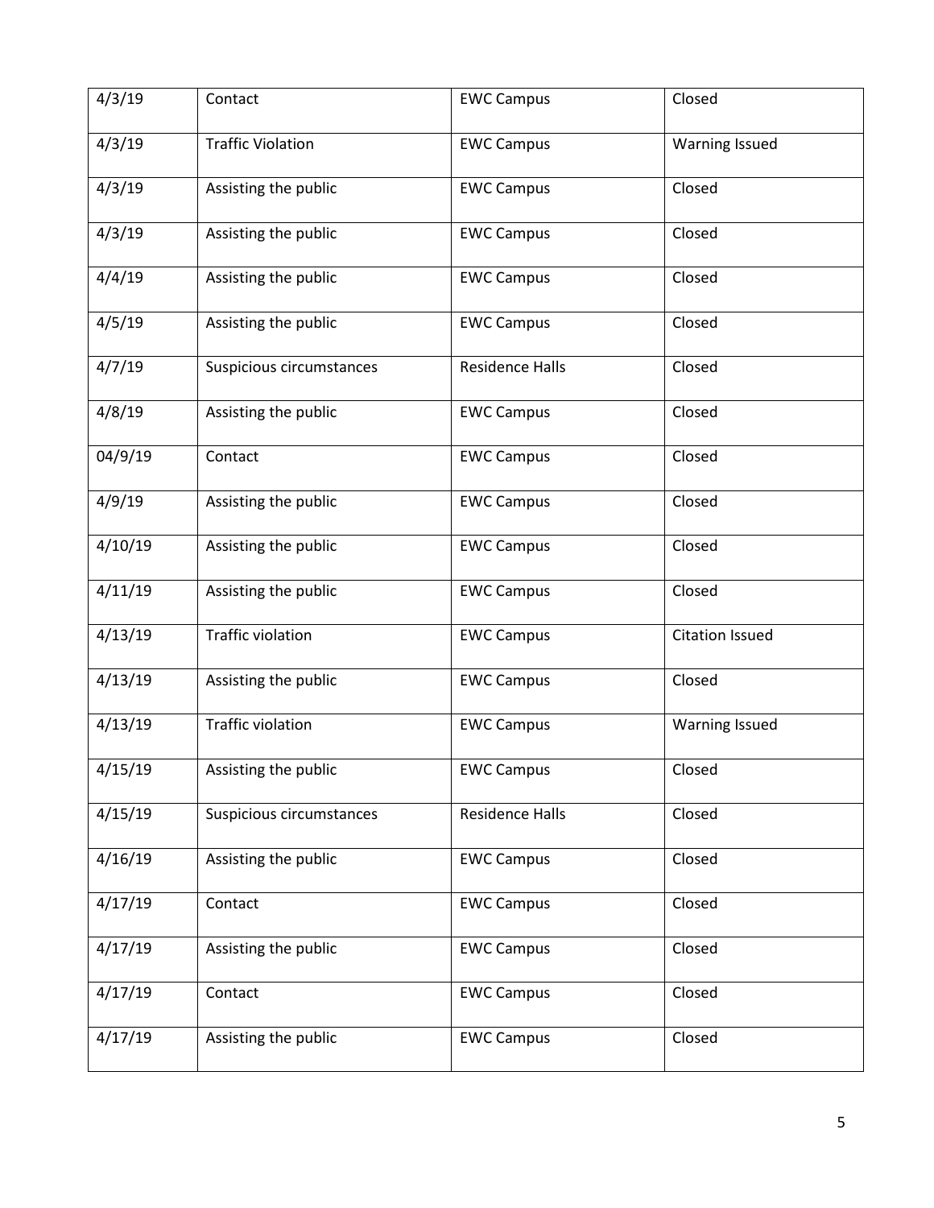| 4/3/19 | Contact | EWC Campus | Closed |
|---|---|---|---|
| 4/3/19 | Traffic Violation | EWC Campus | Warning Issued |
| 4/3/19 | Assisting the public | EWC Campus | Closed |
| 4/3/19 | Assisting the public | EWC Campus | Closed |
| 4/4/19 | Assisting the public | EWC Campus | Closed |
| 4/5/19 | Assisting the public | EWC Campus | Closed |
| 4/7/19 | Suspicious circumstances | Residence Halls | Closed |
| 4/8/19 | Assisting the public | EWC Campus | Closed |
| 04/9/19 | Contact | EWC Campus | Closed |
| 4/9/19 | Assisting the public | EWC Campus | Closed |
| 4/10/19 | Assisting the public | EWC Campus | Closed |
| 4/11/19 | Assisting the public | EWC Campus | Closed |
| 4/13/19 | Traffic violation | EWC Campus | Citation Issued |
| 4/13/19 | Assisting the public | EWC Campus | Closed |
| 4/13/19 | Traffic violation | EWC Campus | Warning Issued |
| 4/15/19 | Assisting the public | EWC Campus | Closed |
| 4/15/19 | Suspicious circumstances | Residence Halls | Closed |
| 4/16/19 | Assisting the public | EWC Campus | Closed |
| 4/17/19 | Contact | EWC Campus | Closed |
| 4/17/19 | Assisting the public | EWC Campus | Closed |
| 4/17/19 | Contact | EWC Campus | Closed |
| 4/17/19 | Assisting the public | EWC Campus | Closed |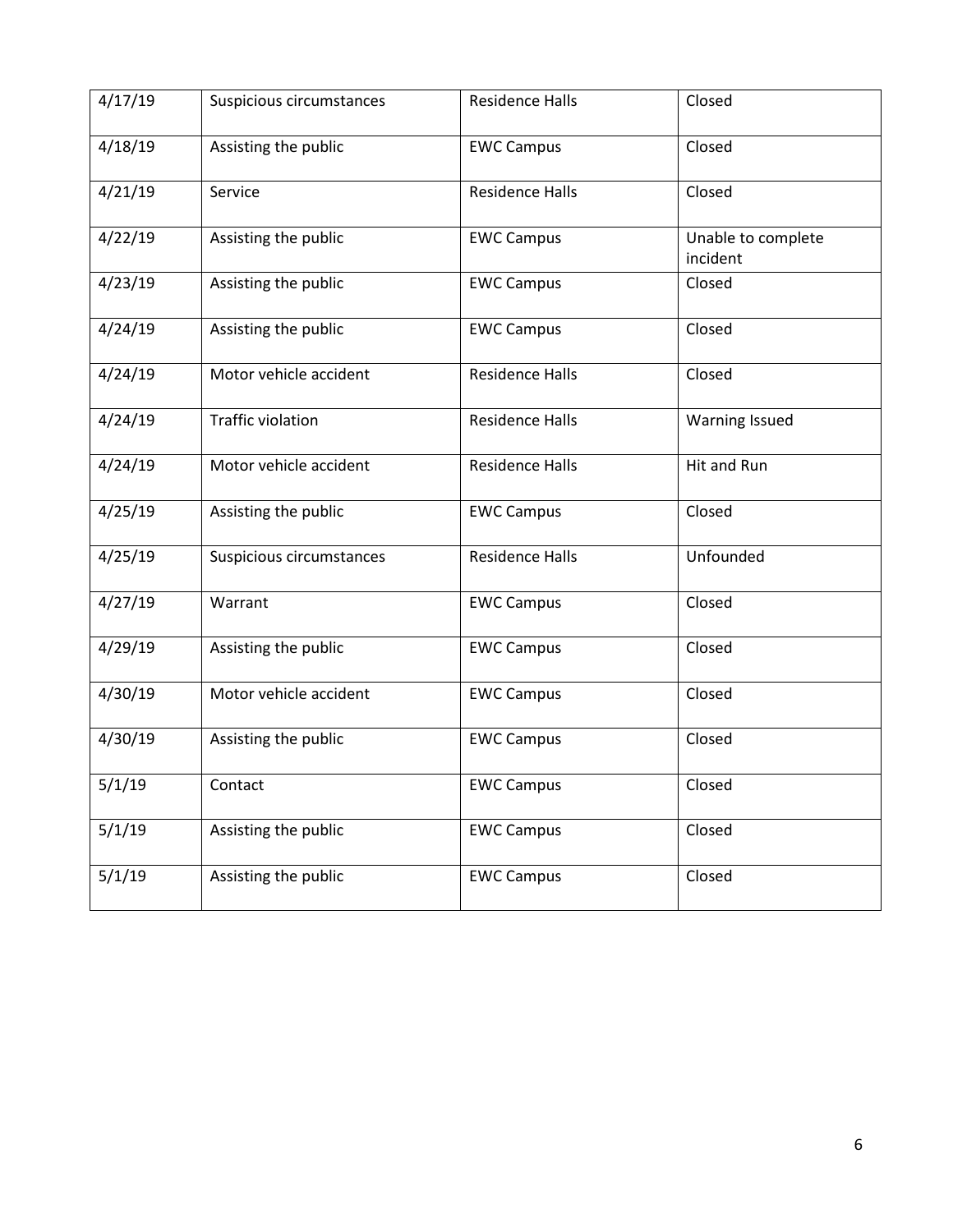| 4/17/19 | Suspicious circumstances | Residence Halls | Closed |
|---|---|---|---|
| 4/18/19 | Assisting the public | EWC Campus | Closed |
| 4/21/19 | Service | Residence Halls | Closed |
| 4/22/19 | Assisting the public | EWC Campus | Unable to complete incident |
| 4/23/19 | Assisting the public | EWC Campus | Closed |
| 4/24/19 | Assisting the public | EWC Campus | Closed |
| 4/24/19 | Motor vehicle accident | Residence Halls | Closed |
| 4/24/19 | Traffic violation | Residence Halls | Warning Issued |
| 4/24/19 | Motor vehicle accident | Residence Halls | Hit and Run |
| 4/25/19 | Assisting the public | EWC Campus | Closed |
| 4/25/19 | Suspicious circumstances | Residence Halls | Unfounded |
| 4/27/19 | Warrant | EWC Campus | Closed |
| 4/29/19 | Assisting the public | EWC Campus | Closed |
| 4/30/19 | Motor vehicle accident | EWC Campus | Closed |
| 4/30/19 | Assisting the public | EWC Campus | Closed |
| 5/1/19 | Contact | EWC Campus | Closed |
| 5/1/19 | Assisting the public | EWC Campus | Closed |
| 5/1/19 | Assisting the public | EWC Campus | Closed |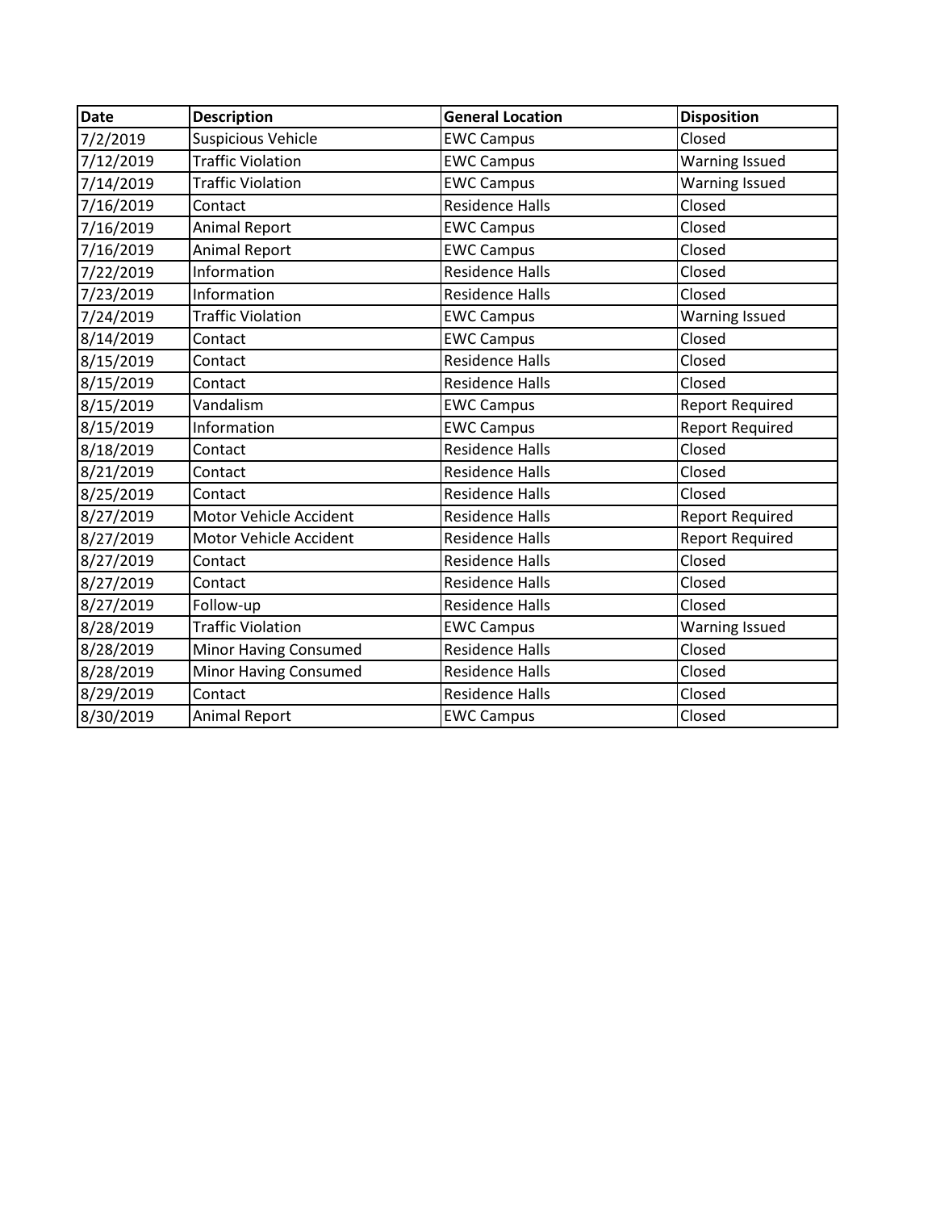| Date | Description | General Location | Disposition |
| --- | --- | --- | --- |
| 7/2/2019 | Suspicious Vehicle | EWC Campus | Closed |
| 7/12/2019 | Traffic Violation | EWC Campus | Warning Issued |
| 7/14/2019 | Traffic Violation | EWC Campus | Warning Issued |
| 7/16/2019 | Contact | Residence Halls | Closed |
| 7/16/2019 | Animal Report | EWC Campus | Closed |
| 7/16/2019 | Animal Report | EWC Campus | Closed |
| 7/22/2019 | Information | Residence Halls | Closed |
| 7/23/2019 | Information | Residence Halls | Closed |
| 7/24/2019 | Traffic Violation | EWC Campus | Warning Issued |
| 8/14/2019 | Contact | EWC Campus | Closed |
| 8/15/2019 | Contact | Residence Halls | Closed |
| 8/15/2019 | Contact | Residence Halls | Closed |
| 8/15/2019 | Vandalism | EWC Campus | Report Required |
| 8/15/2019 | Information | EWC Campus | Report Required |
| 8/18/2019 | Contact | Residence Halls | Closed |
| 8/21/2019 | Contact | Residence Halls | Closed |
| 8/25/2019 | Contact | Residence Halls | Closed |
| 8/27/2019 | Motor Vehicle Accident | Residence Halls | Report Required |
| 8/27/2019 | Motor Vehicle Accident | Residence Halls | Report Required |
| 8/27/2019 | Contact | Residence Halls | Closed |
| 8/27/2019 | Contact | Residence Halls | Closed |
| 8/27/2019 | Follow-up | Residence Halls | Closed |
| 8/28/2019 | Traffic Violation | EWC Campus | Warning Issued |
| 8/28/2019 | Minor Having Consumed | Residence Halls | Closed |
| 8/28/2019 | Minor Having Consumed | Residence Halls | Closed |
| 8/29/2019 | Contact | Residence Halls | Closed |
| 8/30/2019 | Animal Report | EWC Campus | Closed |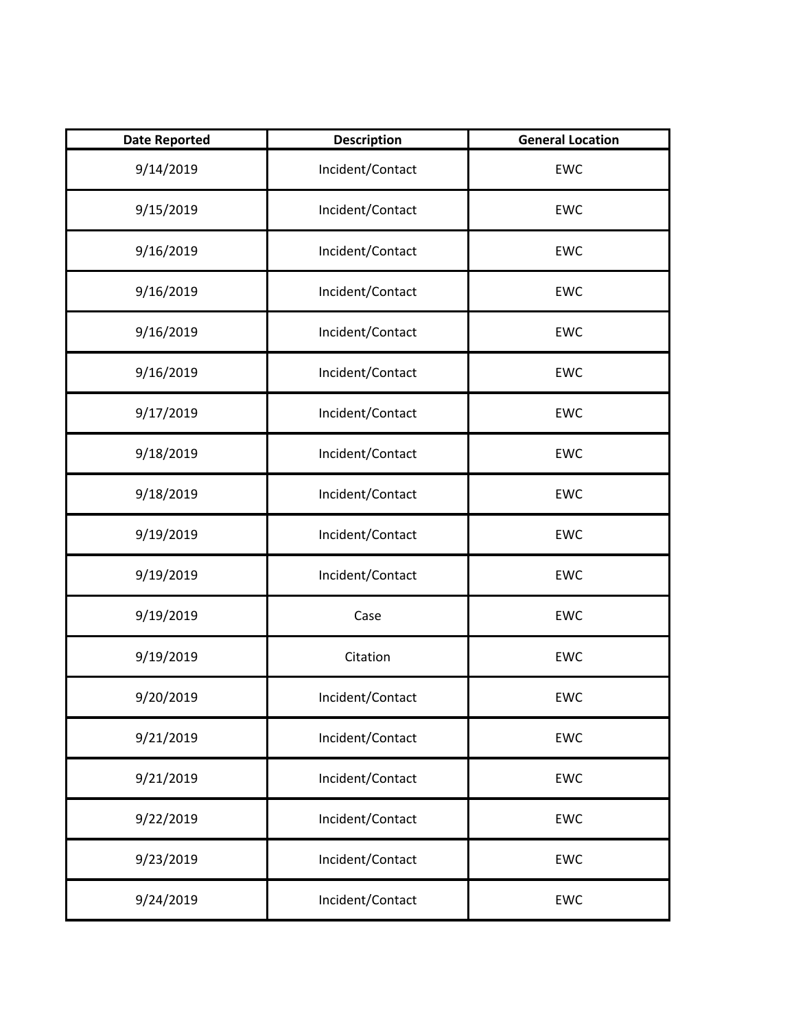| Date Reported | Description | General Location |
| --- | --- | --- |
| 9/14/2019 | Incident/Contact | EWC |
| 9/15/2019 | Incident/Contact | EWC |
| 9/16/2019 | Incident/Contact | EWC |
| 9/16/2019 | Incident/Contact | EWC |
| 9/16/2019 | Incident/Contact | EWC |
| 9/16/2019 | Incident/Contact | EWC |
| 9/17/2019 | Incident/Contact | EWC |
| 9/18/2019 | Incident/Contact | EWC |
| 9/18/2019 | Incident/Contact | EWC |
| 9/19/2019 | Incident/Contact | EWC |
| 9/19/2019 | Incident/Contact | EWC |
| 9/19/2019 | Case | EWC |
| 9/19/2019 | Citation | EWC |
| 9/20/2019 | Incident/Contact | EWC |
| 9/21/2019 | Incident/Contact | EWC |
| 9/21/2019 | Incident/Contact | EWC |
| 9/22/2019 | Incident/Contact | EWC |
| 9/23/2019 | Incident/Contact | EWC |
| 9/24/2019 | Incident/Contact | EWC |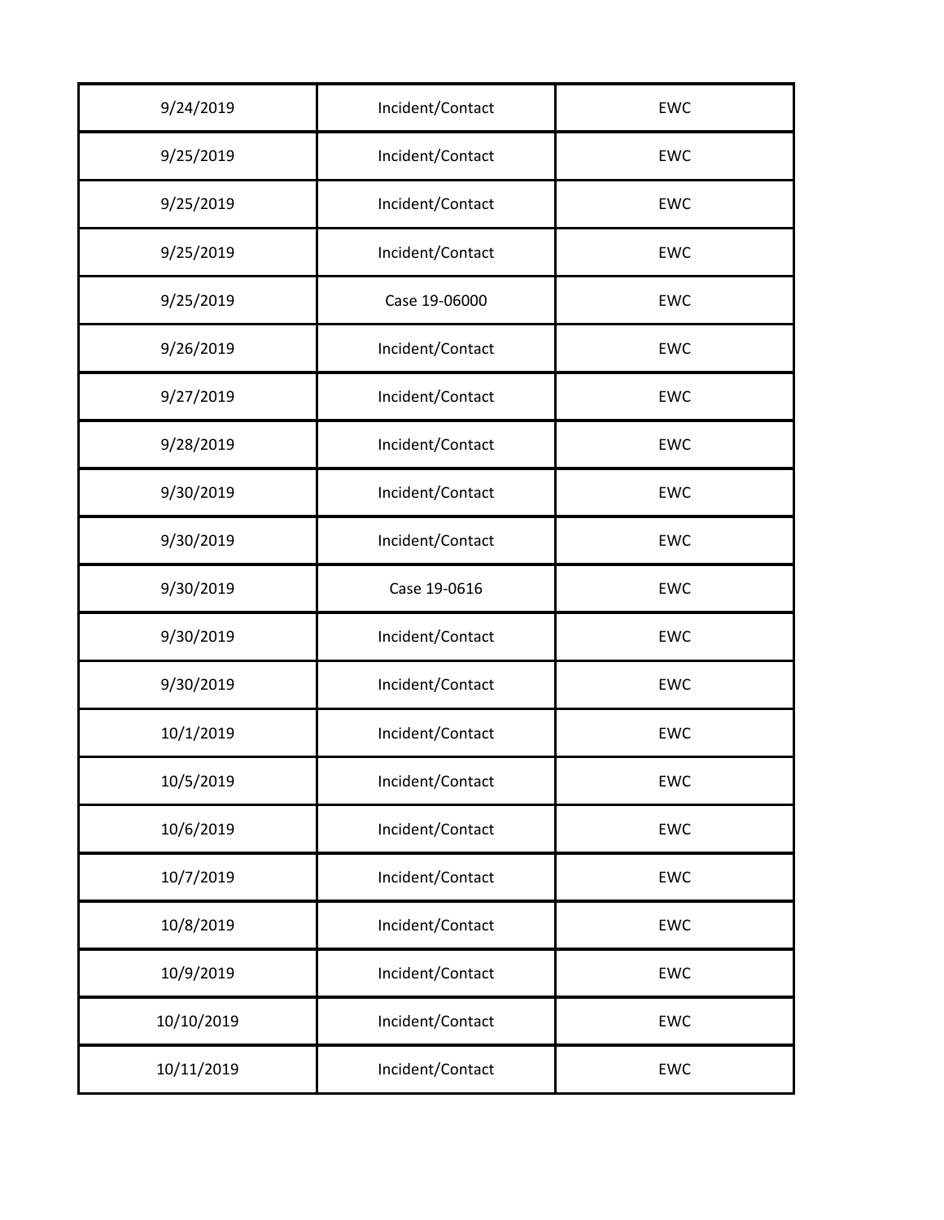| 9/24/2019 | Incident/Contact | EWC |
|---|---|---|
| 9/25/2019 | Incident/Contact | EWC |
| 9/25/2019 | Incident/Contact | EWC |
| 9/25/2019 | Incident/Contact | EWC |
| 9/25/2019 | Case 19-06000 | EWC |
| 9/26/2019 | Incident/Contact | EWC |
| 9/27/2019 | Incident/Contact | EWC |
| 9/28/2019 | Incident/Contact | EWC |
| 9/30/2019 | Incident/Contact | EWC |
| 9/30/2019 | Incident/Contact | EWC |
| 9/30/2019 | Case 19-0616 | EWC |
| 9/30/2019 | Incident/Contact | EWC |
| 9/30/2019 | Incident/Contact | EWC |
| 10/1/2019 | Incident/Contact | EWC |
| 10/5/2019 | Incident/Contact | EWC |
| 10/6/2019 | Incident/Contact | EWC |
| 10/7/2019 | Incident/Contact | EWC |
| 10/8/2019 | Incident/Contact | EWC |
| 10/9/2019 | Incident/Contact | EWC |
| 10/10/2019 | Incident/Contact | EWC |
| 10/11/2019 | Incident/Contact | EWC |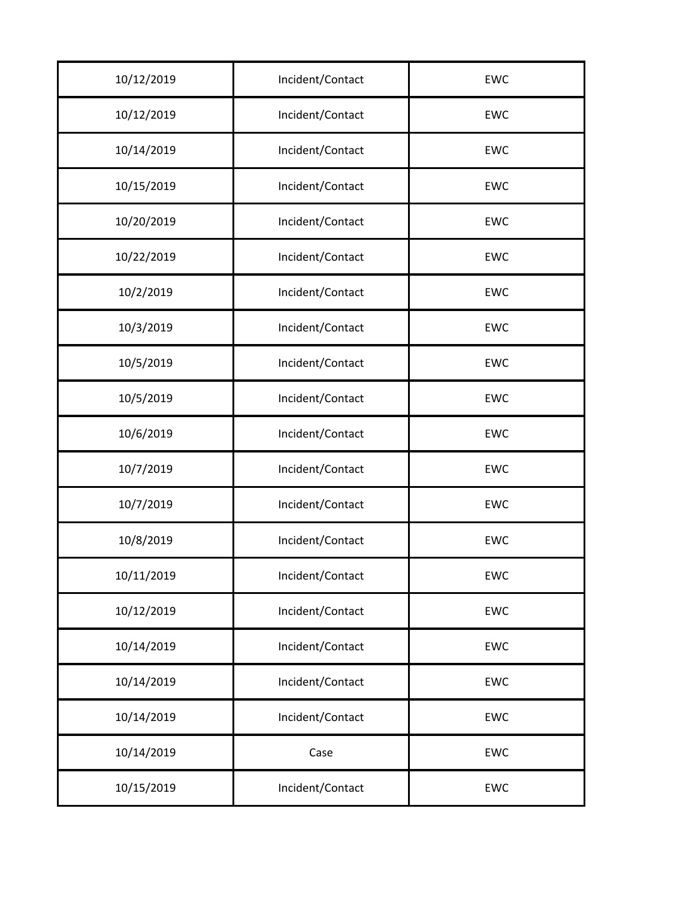| 10/12/2019 | Incident/Contact | EWC |
|---|---|---|
| 10/12/2019 | Incident/Contact | EWC |
| 10/14/2019 | Incident/Contact | EWC |
| 10/15/2019 | Incident/Contact | EWC |
| 10/20/2019 | Incident/Contact | EWC |
| 10/22/2019 | Incident/Contact | EWC |
| 10/2/2019 | Incident/Contact | EWC |
| 10/3/2019 | Incident/Contact | EWC |
| 10/5/2019 | Incident/Contact | EWC |
| 10/5/2019 | Incident/Contact | EWC |
| 10/6/2019 | Incident/Contact | EWC |
| 10/7/2019 | Incident/Contact | EWC |
| 10/7/2019 | Incident/Contact | EWC |
| 10/8/2019 | Incident/Contact | EWC |
| 10/11/2019 | Incident/Contact | EWC |
| 10/12/2019 | Incident/Contact | EWC |
| 10/14/2019 | Incident/Contact | EWC |
| 10/14/2019 | Incident/Contact | EWC |
| 10/14/2019 | Incident/Contact | EWC |
| 10/14/2019 | Case | EWC |
| 10/15/2019 | Incident/Contact | EWC |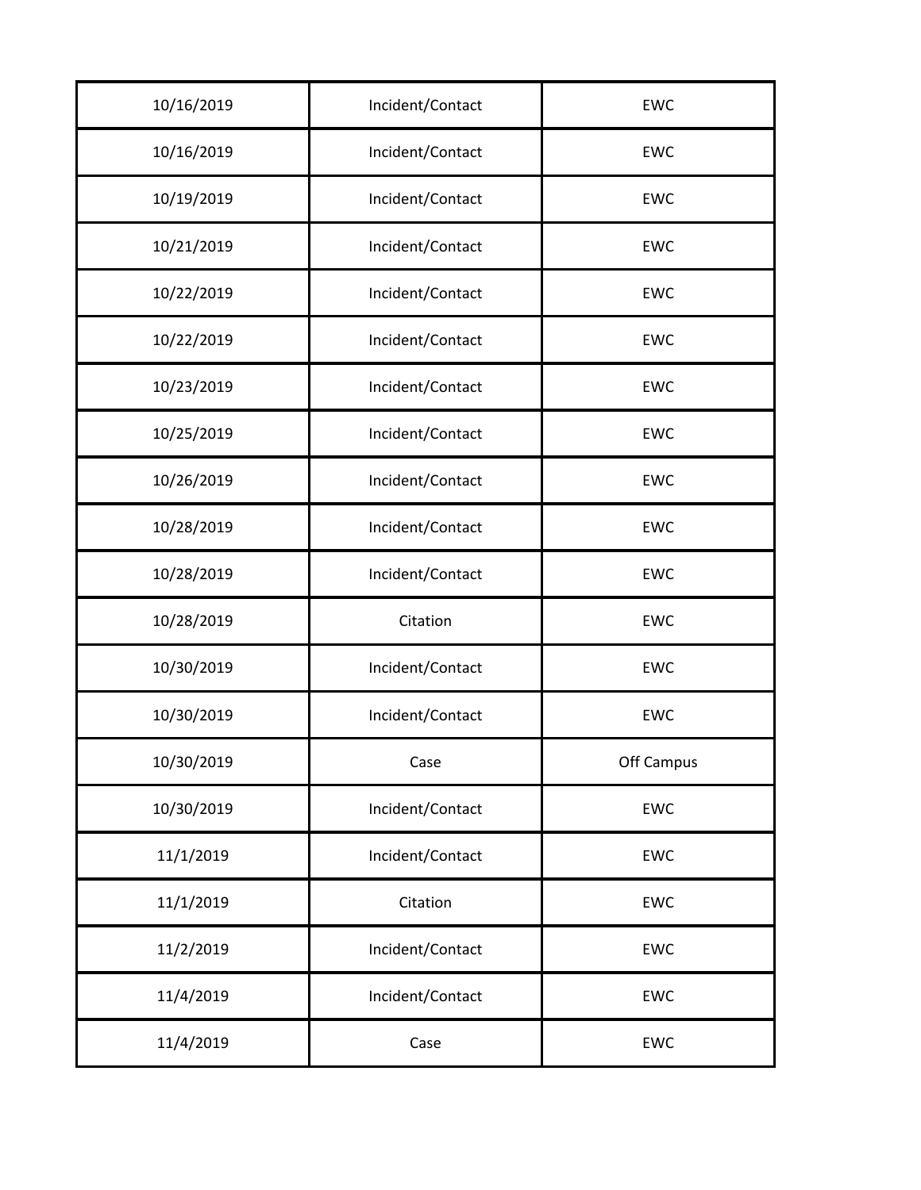| 10/16/2019 | Incident/Contact | EWC |
|---|---|---|
| 10/16/2019 | Incident/Contact | EWC |
| 10/19/2019 | Incident/Contact | EWC |
| 10/21/2019 | Incident/Contact | EWC |
| 10/22/2019 | Incident/Contact | EWC |
| 10/22/2019 | Incident/Contact | EWC |
| 10/23/2019 | Incident/Contact | EWC |
| 10/25/2019 | Incident/Contact | EWC |
| 10/26/2019 | Incident/Contact | EWC |
| 10/28/2019 | Incident/Contact | EWC |
| 10/28/2019 | Incident/Contact | EWC |
| 10/28/2019 | Citation | EWC |
| 10/30/2019 | Incident/Contact | EWC |
| 10/30/2019 | Incident/Contact | EWC |
| 10/30/2019 | Case | Off Campus |
| 10/30/2019 | Incident/Contact | EWC |
| 11/1/2019 | Incident/Contact | EWC |
| 11/1/2019 | Citation | EWC |
| 11/2/2019 | Incident/Contact | EWC |
| 11/4/2019 | Incident/Contact | EWC |
| 11/4/2019 | Case | EWC |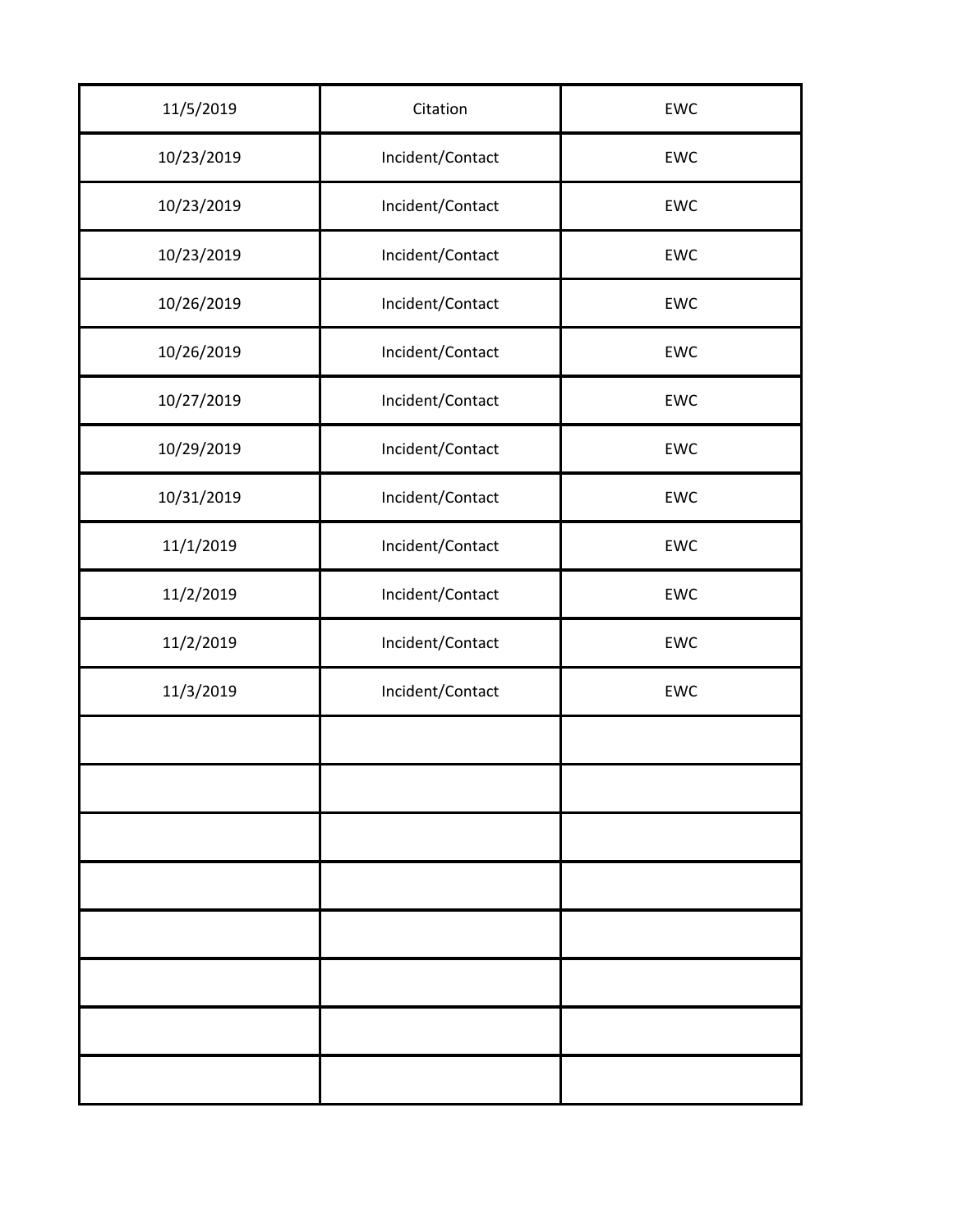| | | |
|---|---|---|
| 11/5/2019 | Citation | EWC |
| 10/23/2019 | Incident/Contact | EWC |
| 10/23/2019 | Incident/Contact | EWC |
| 10/23/2019 | Incident/Contact | EWC |
| 10/26/2019 | Incident/Contact | EWC |
| 10/26/2019 | Incident/Contact | EWC |
| 10/27/2019 | Incident/Contact | EWC |
| 10/29/2019 | Incident/Contact | EWC |
| 10/31/2019 | Incident/Contact | EWC |
| 11/1/2019 | Incident/Contact | EWC |
| 11/2/2019 | Incident/Contact | EWC |
| 11/2/2019 | Incident/Contact | EWC |
| 11/3/2019 | Incident/Contact | EWC |
| | | |
| | | |
| | | |
| | | |
| | | |
| | | |
| | | |
| | | |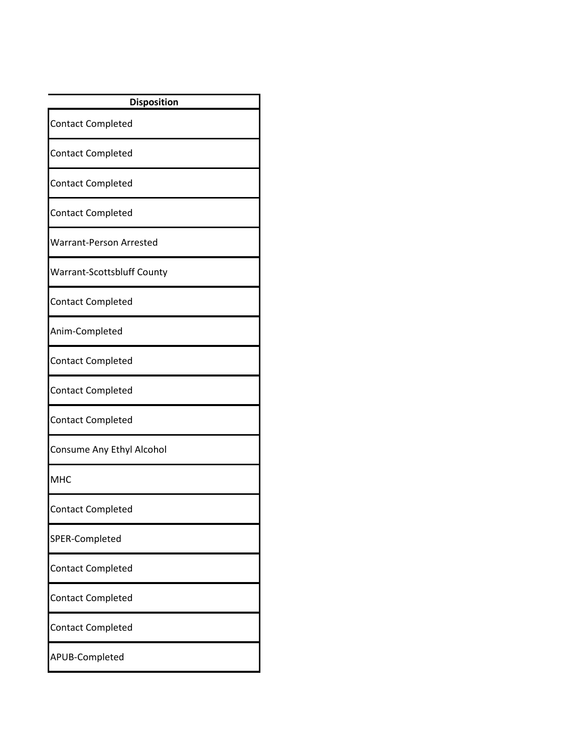| Disposition |
| --- |
| Contact Completed |
| Contact Completed |
| Contact Completed |
| Contact Completed |
| Warrant-Person Arrested |
| Warrant-Scottsbluff County |
| Contact Completed |
| Anim-Completed |
| Contact Completed |
| Contact Completed |
| Contact Completed |
| Consume Any Ethyl Alcohol |
| MHC |
| Contact Completed |
| SPER-Completed |
| Contact Completed |
| Contact Completed |
| Contact Completed |
| APUB-Completed |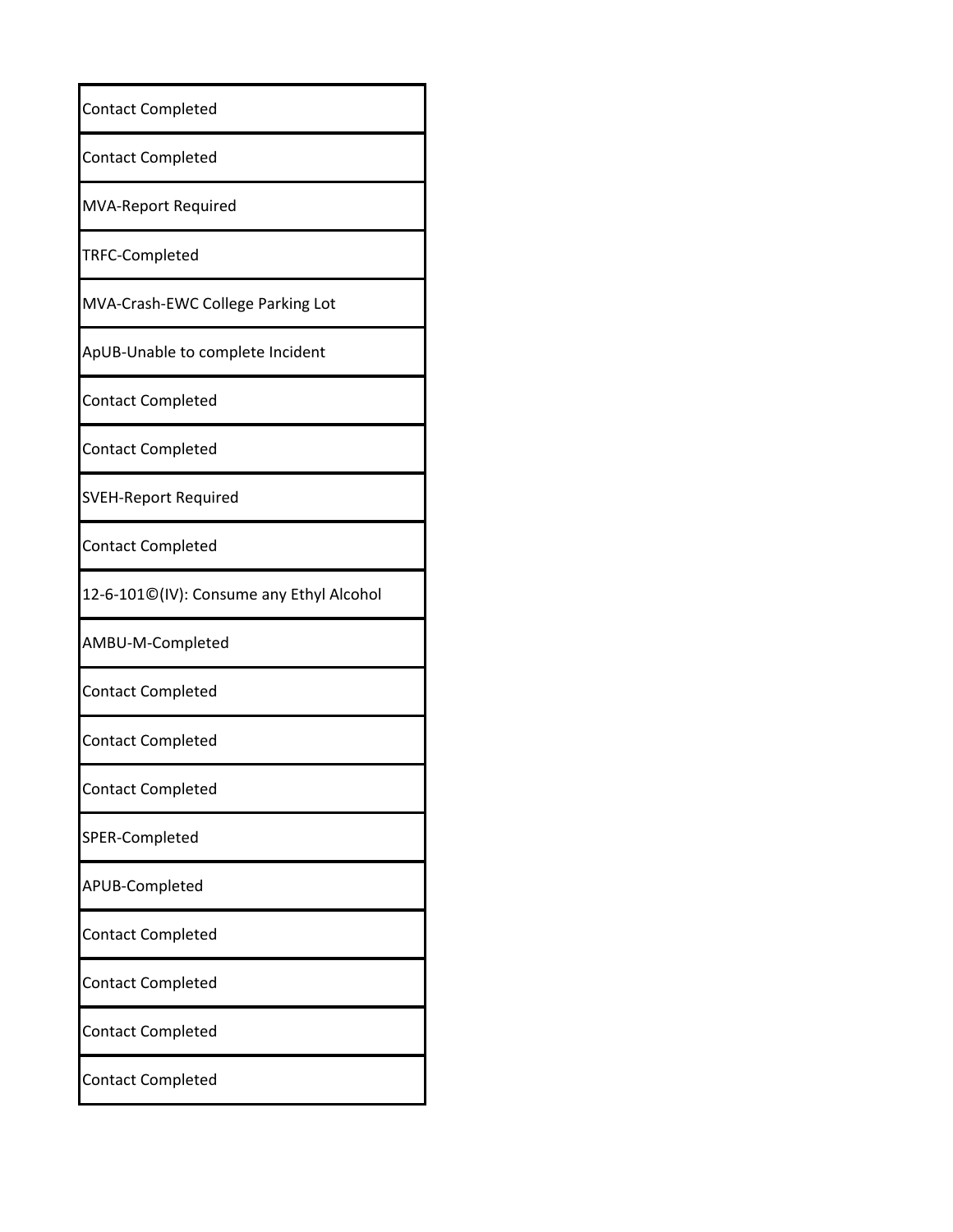| Contact Completed |
|---|
| Contact Completed |
| MVA-Report Required |
| TRFC-Completed |
| MVA-Crash-EWC College Parking Lot |
| ApUB-Unable to complete Incident |
| Contact Completed |
| Contact Completed |
| SVEH-Report Required |
| Contact Completed |
| 12-6-101©(IV): Consume any Ethyl Alcohol |
| AMBU-M-Completed |
| Contact Completed |
| Contact Completed |
| Contact Completed |
| SPER-Completed |
| APUB-Completed |
| Contact Completed |
| Contact Completed |
| Contact Completed |
| Contact Completed |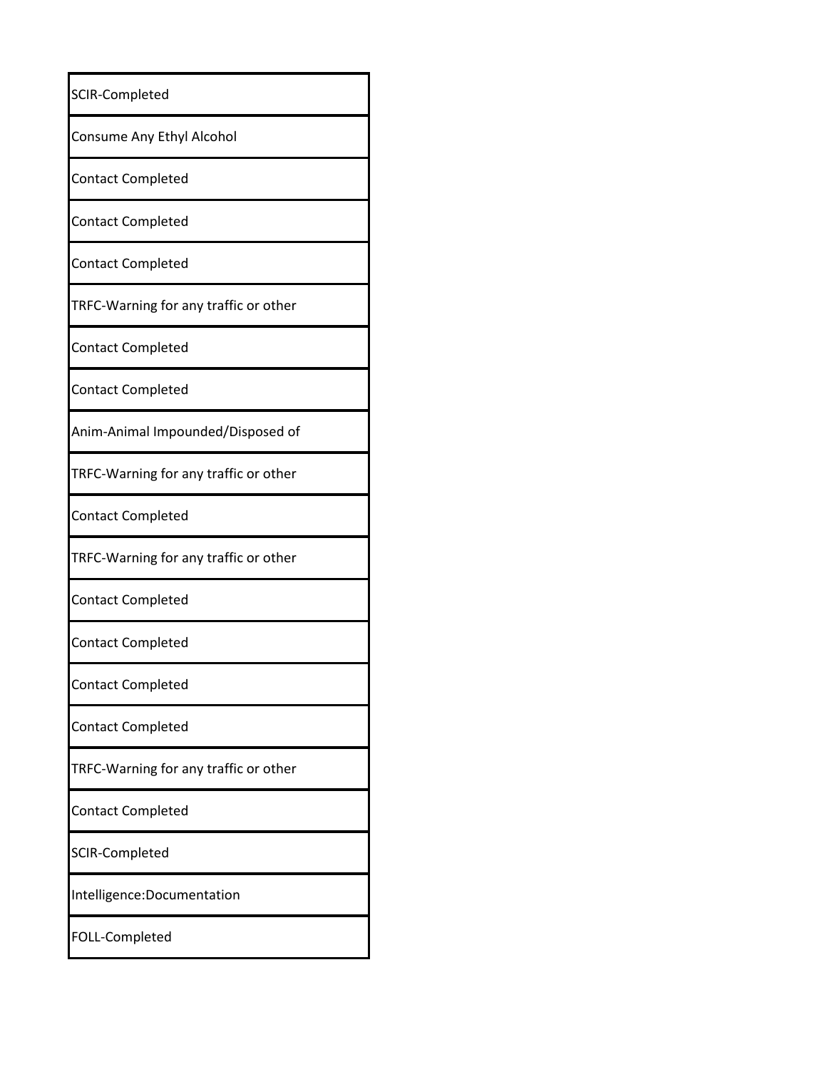| SCIR-Completed |
|---|
| Consume Any Ethyl Alcohol |
| Contact Completed |
| Contact Completed |
| Contact Completed |
| TRFC-Warning for any traffic or other |
| Contact Completed |
| Contact Completed |
| Anim-Animal Impounded/Disposed of |
| TRFC-Warning for any traffic or other |
| Contact Completed |
| TRFC-Warning for any traffic or other |
| Contact Completed |
| Contact Completed |
| Contact Completed |
| Contact Completed |
| TRFC-Warning for any traffic or other |
| Contact Completed |
| SCIR-Completed |
| Intelligence:Documentation |
| FOLL-Completed |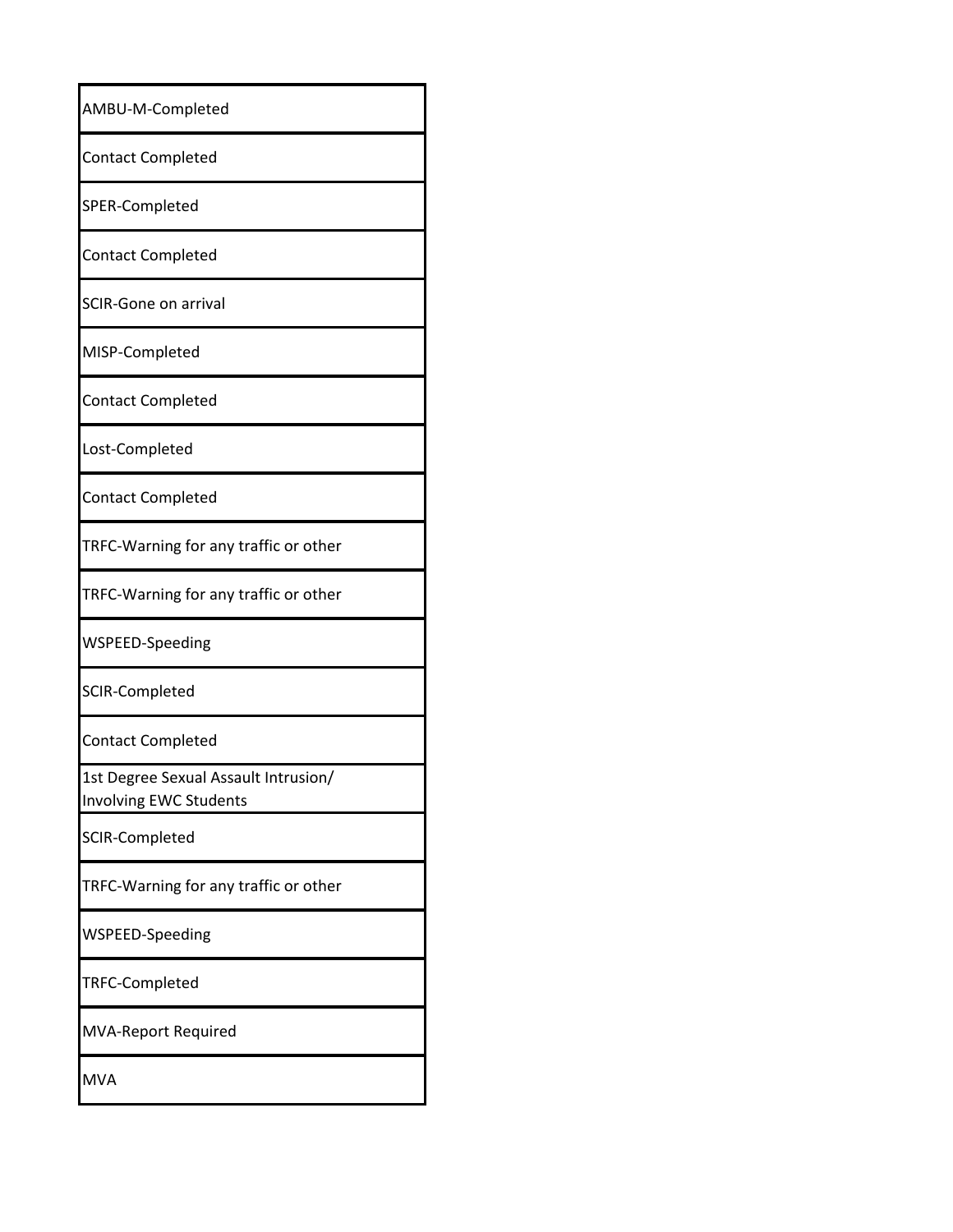| AMBU-M-Completed |
|---|
| Contact Completed |
| SPER-Completed |
| Contact Completed |
| SCIR-Gone on arrival |
| MISP-Completed |
| Contact Completed |
| Lost-Completed |
| Contact Completed |
| TRFC-Warning for any traffic or other |
| TRFC-Warning for any traffic or other |
| WSPEED-Speeding |
| SCIR-Completed |
| Contact Completed |
| 1st Degree Sexual Assault Intrusion/ Involving EWC Students |
| SCIR-Completed |
| TRFC-Warning for any traffic or other |
| WSPEED-Speeding |
| TRFC-Completed |
| MVA-Report Required |
| MVA |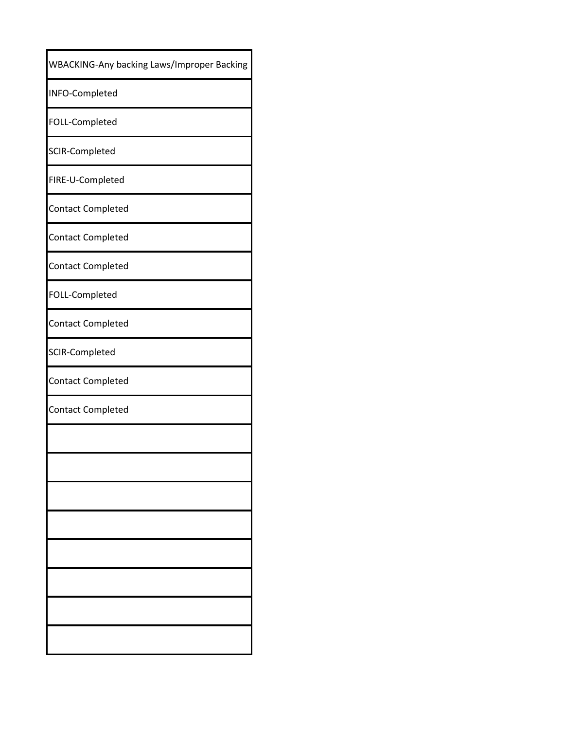| |
|---|
| WBACKING-Any backing Laws/Improper Backing |
| INFO-Completed |
| FOLL-Completed |
| SCIR-Completed |
| FIRE-U-Completed |
| Contact Completed |
| Contact Completed |
| Contact Completed |
| FOLL-Completed |
| Contact Completed |
| SCIR-Completed |
| Contact Completed |
| Contact Completed |
| |
| |
| |
| |
| |
| |
| |
| |